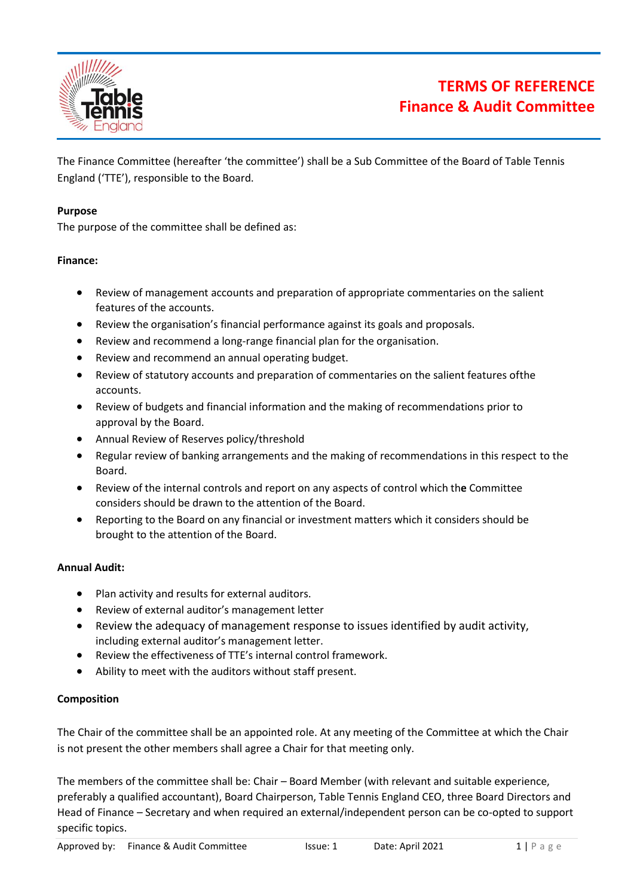# TERMS OF REFERENCE
## Finance & Audit Committee

The Finance Committee (hereafter 'the committee') shall be a Sub Committee of the Board of Table Tennis England ('TTE'), responsible to the Board.

**Purpose**

The purpose of the committee shall be defined as:

**Finance:**

- Review of management accounts and preparation of appropriate commentaries on the salient features of the accounts.
- Review the organisation's financial performance against its goals and proposals.
- Review and recommend a long-range financial plan for the organisation.
- Review and recommend an annual operating budget.
- Review of statutory accounts and preparation of commentaries on the salient features ofthe accounts.
- Review of budgets and financial information and the making of recommendations prior to approval by the Board.
- Annual Review of Reserves policy/threshold
- Regular review of banking arrangements and the making of recommendations in this respect to the Board.
- Review of the internal controls and report on any aspects of control which the Committee considers should be drawn to the attention of the Board.
- Reporting to the Board on any financial or investment matters which it considers should be brought to the attention of the Board.

**Annual Audit:**

- Plan activity and results for external auditors.
- Review of external auditor's management letter
- Review the adequacy of management response to issues identified by audit activity, including external auditor's management letter.
- Review the effectiveness of TTE's internal control framework.
- Ability to meet with the auditors without staff present.

**Composition**

The Chair of the committee shall be an appointed role. At any meeting of the Committee at which the Chair is not present the other members shall agree a Chair for that meeting only.

The members of the committee shall be: Chair – Board Member (with relevant and suitable experience, preferably a qualified accountant), Board Chairperson, Table Tennis England CEO, three Board Directors and Head of Finance – Secretary and when required an external/independent person can be co-opted to support specific topics.

Approved by: Finance & Audit Committee | Issue: 1 | Date: April 2021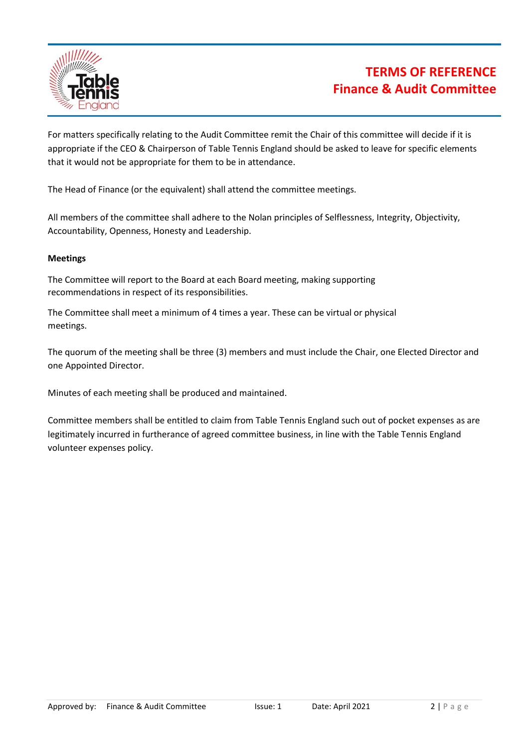For matters specifically relating to the Audit Committee remit the Chair of this committee will decide if it is appropriate if the CEO & Chairperson of Table Tennis England should be asked to leave for specific elements that it would not be appropriate for them to be in attendance.

The Head of Finance (or the equivalent) shall attend the committee meetings.

All members of the committee shall adhere to the Nolan principles of Selflessness, Integrity, Objectivity, Accountability, Openness, Honesty and Leadership.

**Meetings**

The Committee will report to the Board at each Board meeting, making supporting recommendations in respect of its responsibilities.

The Committee shall meet a minimum of 4 times a year. These can be virtual or physical meetings.

The quorum of the meeting shall be three (3) members and must include the Chair, one Elected Director and one Appointed Director.

Minutes of each meeting shall be produced and maintained.

Committee members shall be entitled to claim from Table Tennis England such out of pocket expenses as are legitimately incurred in furtherance of agreed committee business, in line with the Table Tennis England volunteer expenses policy.